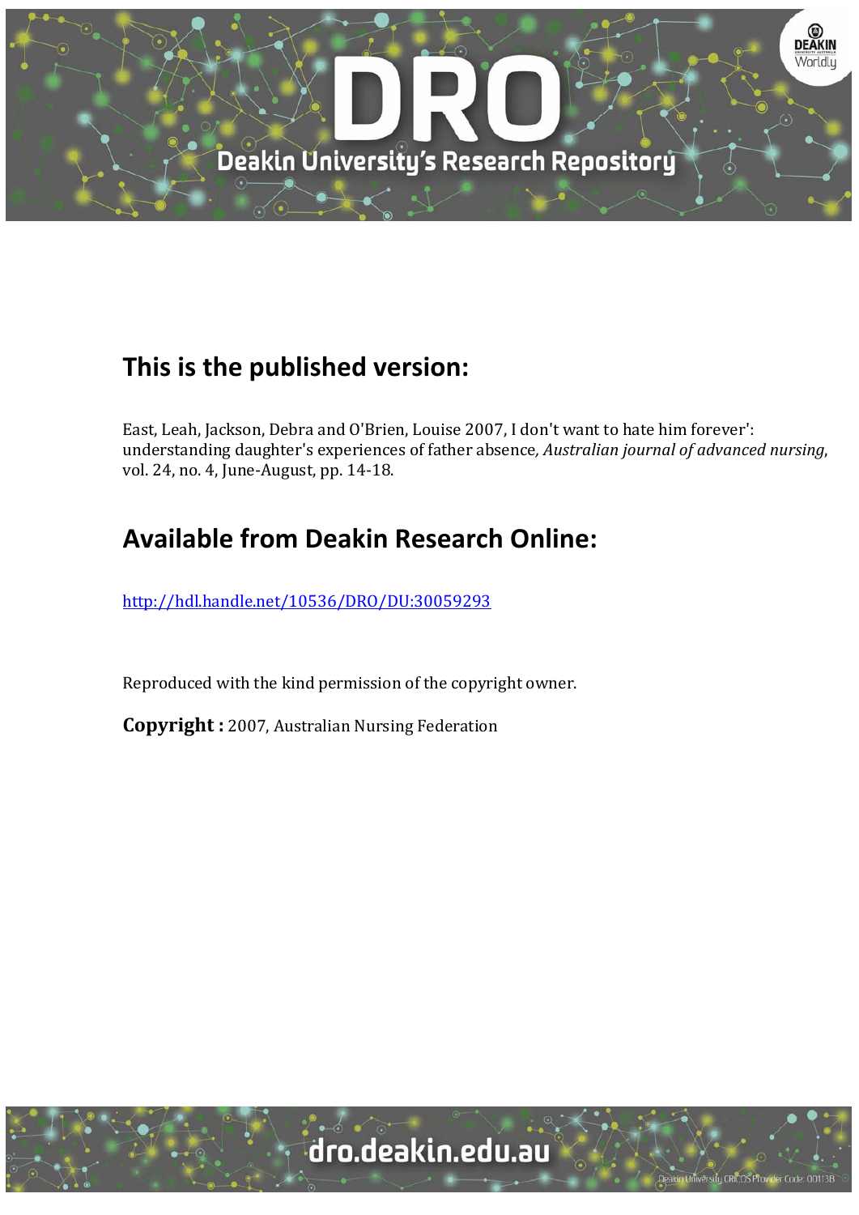## This is the published version:

East, Leah, Jackson, Debra and O'Brien, Louise 2007, I don't want to hate him forever': understanding daughter's experiences of father absence, *Australian journal of advanced nursing*, vol. 24, no. 4, June-August, pp. 14-18.

## Available from Deakin Research Online:

http://hdl.handle.net/10536/DRO/DU:30059293

Reproduced with the kind permission of the copyright owner.

**Copyright :** 2007, Australian Nursing Federation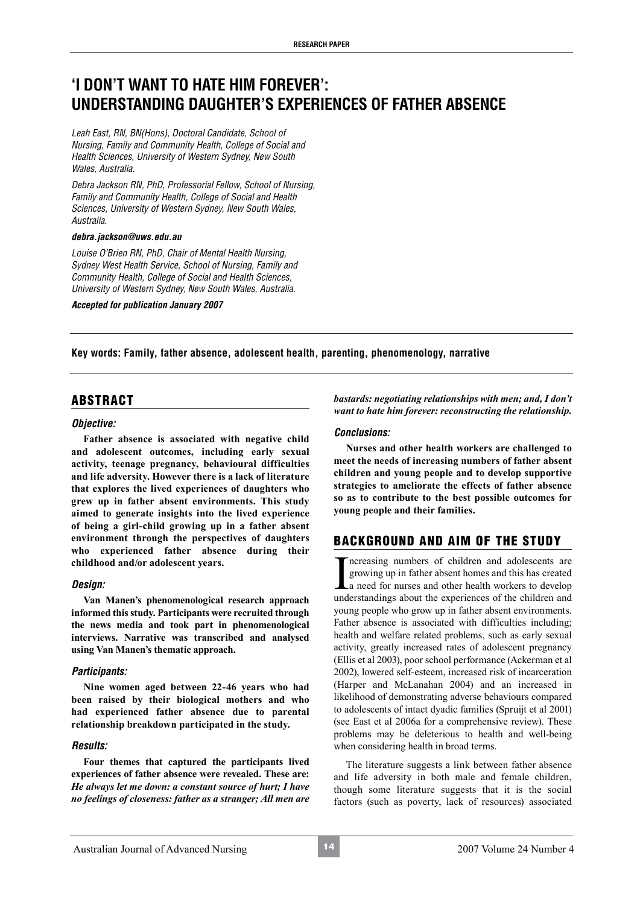# 'I DON'T WANT TO HATE HIM FOREVER': UNDERSTANDING DAUGHTER'S EXPERIENCES OF FATHER ABSENCE

*Leah East, RN, BN(Hons), Doctoral Candidate, School of Nursing, Family and Community Health, College of Social and Health Sciences, University of Western Sydney, New South Wales, Australia.*

*Debra Jackson RN, PhD, Professorial Fellow, School of Nursing, Family and Community Health, College of Social and Health Sciences, University of Western Sydney, New South Wales, Australia.*

***debra.jackson@uws.edu.au***

*Louise O'Brien RN, PhD, Chair of Mental Health Nursing, Sydney West Health Service, School of Nursing, Family and Community Health, College of Social and Health Sciences, University of Western Sydney, New South Wales, Australia.*

***Accepted for publication January 2007***

**Key words: Family, father absence, adolescent health, parenting, phenomenology, narrative**

## ABSTRACT

### *Objective:*

**Father absence is associated with negative child and adolescent outcomes, including early sexual activity, teenage pregnancy, behavioural difficulties and life adversity. However there is a lack of literature that explores the lived experiences of daughters who grew up in father absent environments. This study aimed to generate insights into the lived experience of being a girl-child growing up in a father absent environment through the perspectives of daughters who experienced father absence during their childhood and/or adolescent years.**

### *Design:*

**Van Manen's phenomenological research approach informed this study. Participants were recruited through the news media and took part in phenomenological interviews. Narrative was transcribed and analysed using Van Manen's thematic approach.**

### *Participants:*

**Nine women aged between 22-46 years who had been raised by their biological mothers and who had experienced father absence due to parental relationship breakdown participated in the study.**

### *Results:*

**Four themes that captured the participants lived experiences of father absence were revealed. These are: *He always let me down: a constant source of hurt; I have no feelings of closeness: father as a stranger; All men are bastards: negotiating relationships with men; and, I don't want to hate him forever: reconstructing the relationship.***

### *Conclusions:*

**Nurses and other health workers are challenged to meet the needs of increasing numbers of father absent children and young people and to develop supportive strategies to ameliorate the effects of father absence so as to contribute to the best possible outcomes for young people and their families.**

## BACKGROUND AND AIM OF THE STUDY

Increasing numbers of children and adolescents are growing up in father absent homes and this has created a need for nurses and other health workers to develop understandings about the experiences of the children and young people who grow up in father absent environments. Father absence is associated with difficulties including; health and welfare related problems, such as early sexual activity, greatly increased rates of adolescent pregnancy (Ellis et al 2003), poor school performance (Ackerman et al 2002), lowered self-esteem, increased risk of incarceration (Harper and McLanahan 2004) and an increased in likelihood of demonstrating adverse behaviours compared to adolescents of intact dyadic families (Spruijt et al 2001) (see East et al 2006a for a comprehensive review). These problems may be deleterious to health and well-being when considering health in broad terms.

The literature suggests a link between father absence and life adversity in both male and female children, though some literature suggests that it is the social factors (such as poverty, lack of resources) associated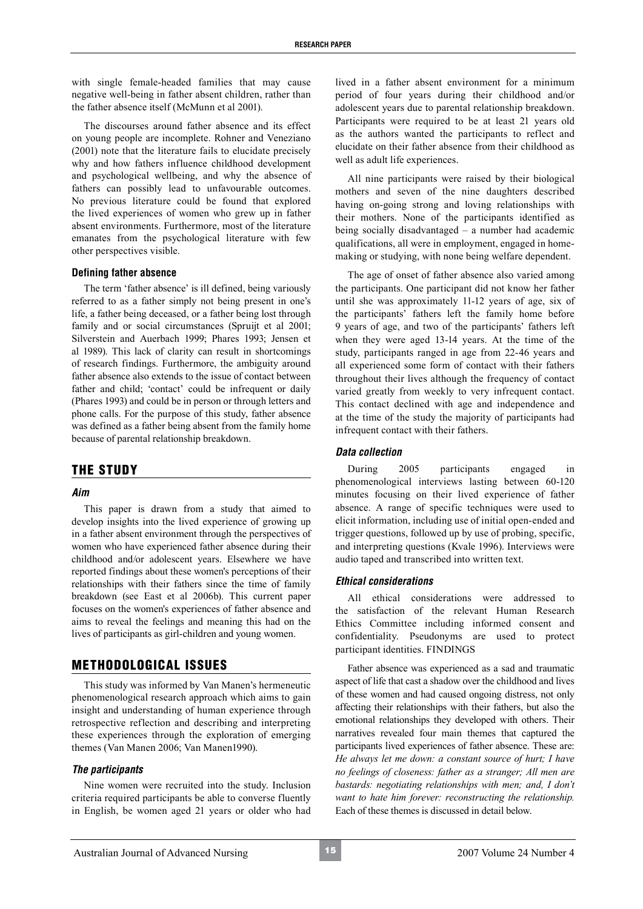with single female-headed families that may cause negative well-being in father absent children, rather than the father absence itself (McMunn et al 2001).

The discourses around father absence and its effect on young people are incomplete. Rohner and Veneziano (2001) note that the literature fails to elucidate precisely why and how fathers influence childhood development and psychological wellbeing, and why the absence of fathers can possibly lead to unfavourable outcomes. No previous literature could be found that explored the lived experiences of women who grew up in father absent environments. Furthermore, most of the literature emanates from the psychological literature with few other perspectives visible.

### Defining father absence

The term 'father absence' is ill defined, being variously referred to as a father simply not being present in one's life, a father being deceased, or a father being lost through family and or social circumstances (Spruijt et al 2001; Silverstein and Auerbach 1999; Phares 1993; Jensen et al 1989). This lack of clarity can result in shortcomings of research findings. Furthermore, the ambiguity around father absence also extends to the issue of contact between father and child; 'contact' could be infrequent or daily (Phares 1993) and could be in person or through letters and phone calls. For the purpose of this study, father absence was defined as a father being absent from the family home because of parental relationship breakdown.

## THE STUDY

### *Aim*

This paper is drawn from a study that aimed to develop insights into the lived experience of growing up in a father absent environment through the perspectives of women who have experienced father absence during their childhood and/or adolescent years. Elsewhere we have reported findings about these women's perceptions of their relationships with their fathers since the time of family breakdown (see East et al 2006b). This current paper focuses on the women's experiences of father absence and aims to reveal the feelings and meaning this had on the lives of participants as girl-children and young women.

## METHODOLOGICAL ISSUES

This study was informed by Van Manen's hermeneutic phenomenological research approach which aims to gain insight and understanding of human experience through retrospective reflection and describing and interpreting these experiences through the exploration of emerging themes (Van Manen 2006; Van Manen1990).

### *The participants*

Nine women were recruited into the study. Inclusion criteria required participants be able to converse fluently in English, be women aged 21 years or older who had lived in a father absent environment for a minimum period of four years during their childhood and/or adolescent years due to parental relationship breakdown. Participants were required to be at least 21 years old as the authors wanted the participants to reflect and elucidate on their father absence from their childhood as well as adult life experiences.

All nine participants were raised by their biological mothers and seven of the nine daughters described having on-going strong and loving relationships with their mothers. None of the participants identified as being socially disadvantaged – a number had academic qualifications, all were in employment, engaged in home-making or studying, with none being welfare dependent.

The age of onset of father absence also varied among the participants. One participant did not know her father until she was approximately 11-12 years of age, six of the participants' fathers left the family home before 9 years of age, and two of the participants' fathers left when they were aged 13-14 years. At the time of the study, participants ranged in age from 22-46 years and all experienced some form of contact with their fathers throughout their lives although the frequency of contact varied greatly from weekly to very infrequent contact. This contact declined with age and independence and at the time of the study the majority of participants had infrequent contact with their fathers.

### *Data collection*

During 2005 participants engaged in phenomenological interviews lasting between 60-120 minutes focusing on their lived experience of father absence. A range of specific techniques were used to elicit information, including use of initial open-ended and trigger questions, followed up by use of probing, specific, and interpreting questions (Kvale 1996). Interviews were audio taped and transcribed into written text.

### *Ethical considerations*

All ethical considerations were addressed to the satisfaction of the relevant Human Research Ethics Committee including informed consent and confidentiality. Pseudonyms are used to protect participant identities. FINDINGS

Father absence was experienced as a sad and traumatic aspect of life that cast a shadow over the childhood and lives of these women and had caused ongoing distress, not only affecting their relationships with their fathers, but also the emotional relationships they developed with others. Their narratives revealed four main themes that captured the participants lived experiences of father absence. These are: *He always let me down: a constant source of hurt; I have no feelings of closeness: father as a stranger; All men are bastards: negotiating relationships with men; and, I don't want to hate him forever: reconstructing the relationship.* Each of these themes is discussed in detail below.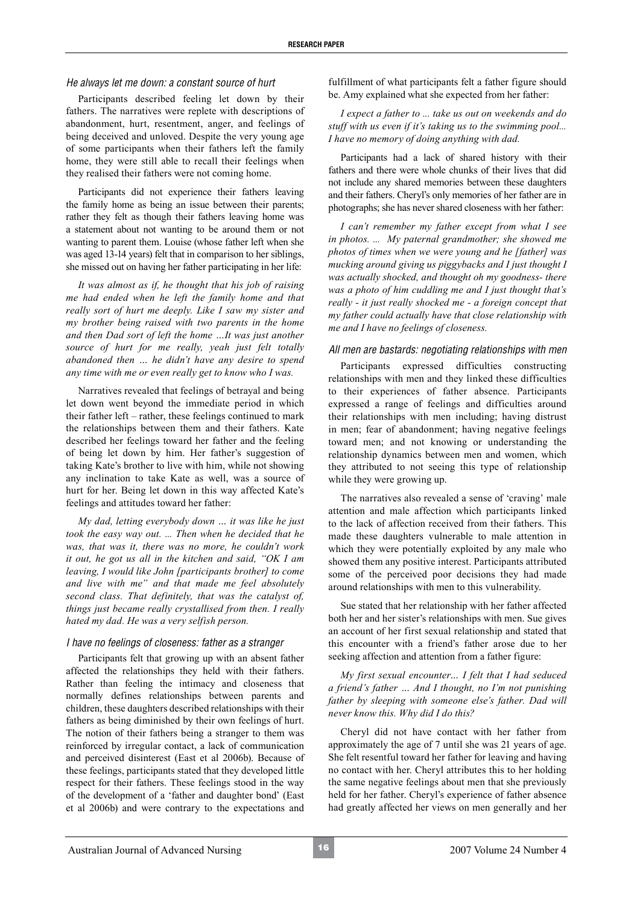### *He always let me down: a constant source of hurt*

Participants described feeling let down by their fathers. The narratives were replete with descriptions of abandonment, hurt, resentment, anger, and feelings of being deceived and unloved. Despite the very young age of some participants when their fathers left the family home, they were still able to recall their feelings when they realised their fathers were not coming home.

Participants did not experience their fathers leaving the family home as being an issue between their parents; rather they felt as though their fathers leaving home was a statement about not wanting to be around them or not wanting to parent them. Louise (whose father left when she was aged 13-14 years) felt that in comparison to her siblings, she missed out on having her father participating in her life:

*It was almost as if, he thought that his job of raising me had ended when he left the family home and that really sort of hurt me deeply. Like I saw my sister and my brother being raised with two parents in the home and then Dad sort of left the home …It was just another source of hurt for me really, yeah just felt totally abandoned then … he didn't have any desire to spend any time with me or even really get to know who I was.*

Narratives revealed that feelings of betrayal and being let down went beyond the immediate period in which their father left – rather, these feelings continued to mark the relationships between them and their fathers. Kate described her feelings toward her father and the feeling of being let down by him. Her father's suggestion of taking Kate's brother to live with him, while not showing any inclination to take Kate as well, was a source of hurt for her. Being let down in this way affected Kate's feelings and attitudes toward her father:

*My dad, letting everybody down … it was like he just took the easy way out. ... Then when he decided that he was, that was it, there was no more, he couldn't work it out, he got us all in the kitchen and said, "OK I am leaving, I would like John [participants brother] to come and live with me" and that made me feel absolutely second class. That definitely, that was the catalyst of, things just became really crystallised from then. I really hated my dad. He was a very selfish person.*

### *I have no feelings of closeness: father as a stranger*

Participants felt that growing up with an absent father affected the relationships they held with their fathers. Rather than feeling the intimacy and closeness that normally defines relationships between parents and children, these daughters described relationships with their fathers as being diminished by their own feelings of hurt. The notion of their fathers being a stranger to them was reinforced by irregular contact, a lack of communication and perceived disinterest (East et al 2006b). Because of these feelings, participants stated that they developed little respect for their fathers. These feelings stood in the way of the development of a 'father and daughter bond' (East et al 2006b) and were contrary to the expectations and fulfillment of what participants felt a father figure should be. Amy explained what she expected from her father:

*I expect a father to ... take us out on weekends and do stuff with us even if it's taking us to the swimming pool... I have no memory of doing anything with dad.*

Participants had a lack of shared history with their fathers and there were whole chunks of their lives that did not include any shared memories between these daughters and their fathers. Cheryl's only memories of her father are in photographs; she has never shared closeness with her father:

*I can't remember my father except from what I see in photos. ... My paternal grandmother; she showed me photos of times when we were young and he [father] was mucking around giving us piggybacks and I just thought I was actually shocked, and thought oh my goodness- there was a photo of him cuddling me and I just thought that's really - it just really shocked me - a foreign concept that my father could actually have that close relationship with me and I have no feelings of closeness.*

### *All men are bastards: negotiating relationships with men*

Participants expressed difficulties constructing relationships with men and they linked these difficulties to their experiences of father absence. Participants expressed a range of feelings and difficulties around their relationships with men including; having distrust in men; fear of abandonment; having negative feelings toward men; and not knowing or understanding the relationship dynamics between men and women, which they attributed to not seeing this type of relationship while they were growing up.

The narratives also revealed a sense of 'craving' male attention and male affection which participants linked to the lack of affection received from their fathers. This made these daughters vulnerable to male attention in which they were potentially exploited by any male who showed them any positive interest. Participants attributed some of the perceived poor decisions they had made around relationships with men to this vulnerability.

Sue stated that her relationship with her father affected both her and her sister's relationships with men. Sue gives an account of her first sexual relationship and stated that this encounter with a friend's father arose due to her seeking affection and attention from a father figure:

*My first sexual encounter... I felt that I had seduced a friend's father … And I thought, no I'm not punishing father by sleeping with someone else's father. Dad will never know this. Why did I do this?*

Cheryl did not have contact with her father from approximately the age of 7 until she was 21 years of age. She felt resentful toward her father for leaving and having no contact with her. Cheryl attributes this to her holding the same negative feelings about men that she previously held for her father. Cheryl's experience of father absence had greatly affected her views on men generally and her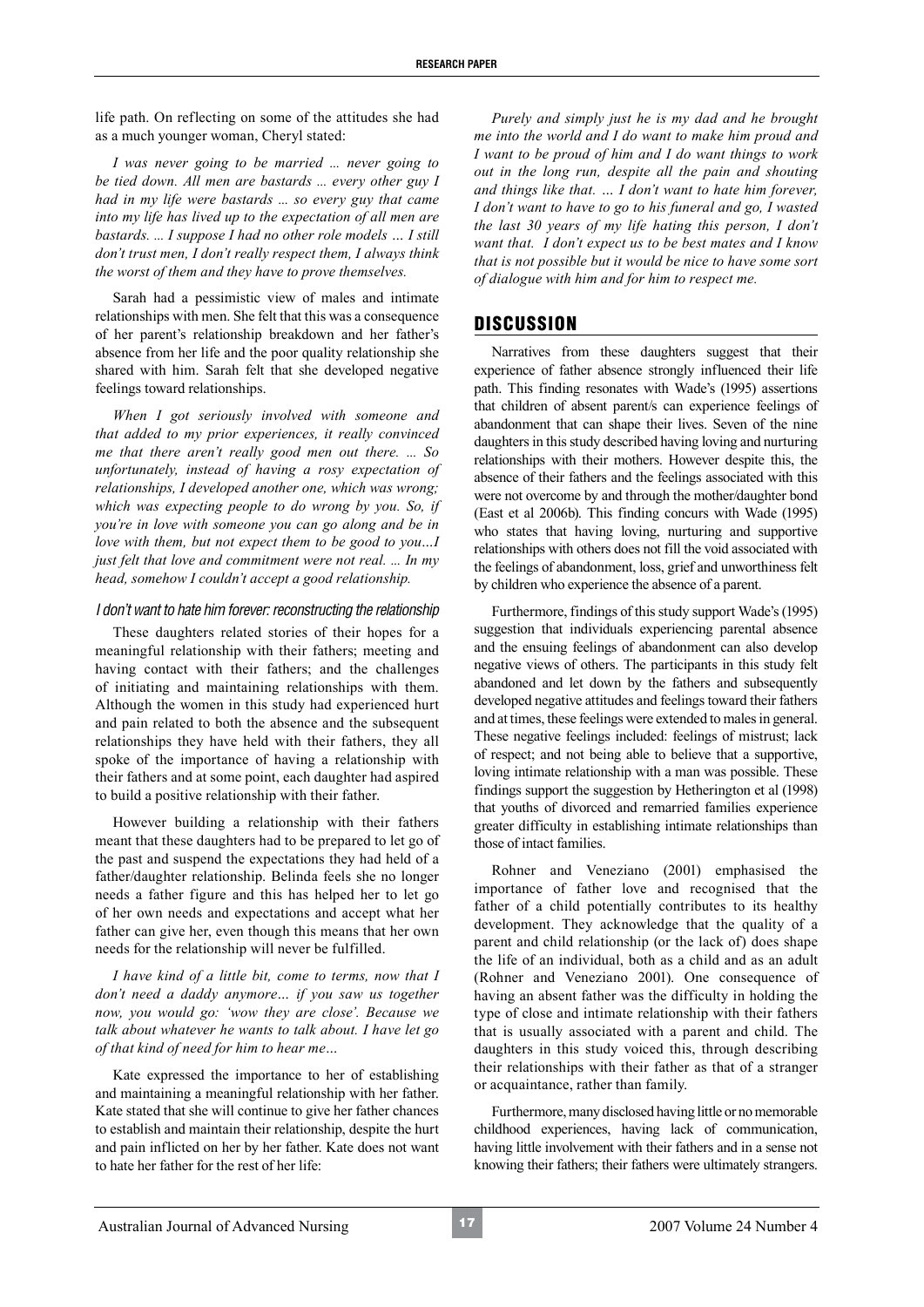life path. On reflecting on some of the attitudes she had as a much younger woman, Cheryl stated:

*I was never going to be married ... never going to be tied down. All men are bastards ... every other guy I had in my life were bastards ... so every guy that came into my life has lived up to the expectation of all men are bastards. ... I suppose I had no other role models … I still don't trust men, I don't really respect them, I always think the worst of them and they have to prove themselves.*

Sarah had a pessimistic view of males and intimate relationships with men. She felt that this was a consequence of her parent's relationship breakdown and her father's absence from her life and the poor quality relationship she shared with him. Sarah felt that she developed negative feelings toward relationships.

*When I got seriously involved with someone and that added to my prior experiences, it really convinced me that there aren't really good men out there. ... So unfortunately, instead of having a rosy expectation of relationships, I developed another one, which was wrong; which was expecting people to do wrong by you. So, if you're in love with someone you can go along and be in love with them, but not expect them to be good to you...I just felt that love and commitment were not real. ... In my head, somehow I couldn't accept a good relationship.*

### *I don't want to hate him forever: reconstructing the relationship*

These daughters related stories of their hopes for a meaningful relationship with their fathers; meeting and having contact with their fathers; and the challenges of initiating and maintaining relationships with them. Although the women in this study had experienced hurt and pain related to both the absence and the subsequent relationships they have held with their fathers, they all spoke of the importance of having a relationship with their fathers and at some point, each daughter had aspired to build a positive relationship with their father.

However building a relationship with their fathers meant that these daughters had to be prepared to let go of the past and suspend the expectations they had held of a father/daughter relationship. Belinda feels she no longer needs a father figure and this has helped her to let go of her own needs and expectations and accept what her father can give her, even though this means that her own needs for the relationship will never be fulfilled.

*I have kind of a little bit, come to terms, now that I don't need a daddy anymore… if you saw us together now, you would go: 'wow they are close'. Because we talk about whatever he wants to talk about. I have let go of that kind of need for him to hear me…*

Kate expressed the importance to her of establishing and maintaining a meaningful relationship with her father. Kate stated that she will continue to give her father chances to establish and maintain their relationship, despite the hurt and pain inflicted on her by her father. Kate does not want to hate her father for the rest of her life:

*Purely and simply just he is my dad and he brought me into the world and I do want to make him proud and I want to be proud of him and I do want things to work out in the long run, despite all the pain and shouting and things like that. … I don't want to hate him forever, I don't want to have to go to his funeral and go, I wasted the last 30 years of my life hating this person, I don't want that. I don't expect us to be best mates and I know that is not possible but it would be nice to have some sort of dialogue with him and for him to respect me.*

## DISCUSSION

Narratives from these daughters suggest that their experience of father absence strongly influenced their life path. This finding resonates with Wade's (1995) assertions that children of absent parent/s can experience feelings of abandonment that can shape their lives. Seven of the nine daughters in this study described having loving and nurturing relationships with their mothers. However despite this, the absence of their fathers and the feelings associated with this were not overcome by and through the mother/daughter bond (East et al 2006b). This finding concurs with Wade (1995) who states that having loving, nurturing and supportive relationships with others does not fill the void associated with the feelings of abandonment, loss, grief and unworthiness felt by children who experience the absence of a parent.

Furthermore, findings of this study support Wade's (1995) suggestion that individuals experiencing parental absence and the ensuing feelings of abandonment can also develop negative views of others. The participants in this study felt abandoned and let down by the fathers and subsequently developed negative attitudes and feelings toward their fathers and at times, these feelings were extended to males in general. These negative feelings included: feelings of mistrust; lack of respect; and not being able to believe that a supportive, loving intimate relationship with a man was possible. These findings support the suggestion by Hetherington et al (1998) that youths of divorced and remarried families experience greater difficulty in establishing intimate relationships than those of intact families.

Rohner and Veneziano (2001) emphasised the importance of father love and recognised that the father of a child potentially contributes to its healthy development. They acknowledge that the quality of a parent and child relationship (or the lack of) does shape the life of an individual, both as a child and as an adult (Rohner and Veneziano 2001). One consequence of having an absent father was the difficulty in holding the type of close and intimate relationship with their fathers that is usually associated with a parent and child. The daughters in this study voiced this, through describing their relationships with their father as that of a stranger or acquaintance, rather than family.

Furthermore, many disclosed having little or no memorable childhood experiences, having lack of communication, having little involvement with their fathers and in a sense not knowing their fathers; their fathers were ultimately strangers.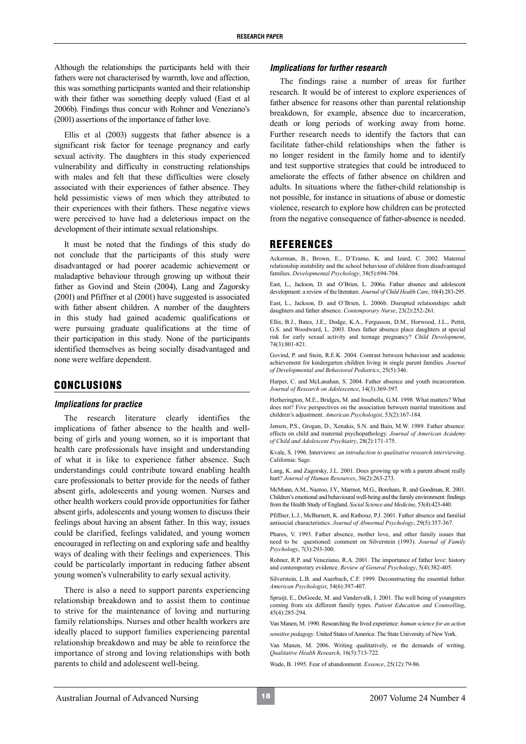Although the relationships the participants held with their fathers were not characterised by warmth, love and affection, this was something participants wanted and their relationship with their father was something deeply valued (East et al 2006b). Findings thus concur with Rohner and Veneziano's (2001) assertions of the importance of father love.

Ellis et al (2003) suggests that father absence is a significant risk factor for teenage pregnancy and early sexual activity. The daughters in this study experienced vulnerability and difficulty in constructing relationships with males and felt that these difficulties were closely associated with their experiences of father absence. They held pessimistic views of men which they attributed to their experiences with their fathers. These negative views were perceived to have had a deleterious impact on the development of their intimate sexual relationships.

It must be noted that the findings of this study do not conclude that the participants of this study were disadvantaged or had poorer academic achievement or maladaptive behaviour through growing up without their father as Govind and Stein (2004), Lang and Zagorsky (2001) and Pfiffner et al (2001) have suggested is associated with father absent children. A number of the daughters in this study had gained academic qualifications or were pursuing graduate qualifications at the time of their participation in this study. None of the participants identified themselves as being socially disadvantaged and none were welfare dependent.

## CONCLUSIONS

### *Implications for practice*

The research literature clearly identifies the implications of father absence to the health and well-being of girls and young women, so it is important that health care professionals have insight and understanding of what it is like to experience father absence. Such understandings could contribute toward enabling health care professionals to better provide for the needs of father absent girls, adolescents and young women. Nurses and other health workers could provide opportunities for father absent girls, adolescents and young women to discuss their feelings about having an absent father. In this way, issues could be clarified, feelings validated, and young women encouraged in reflecting on and exploring safe and healthy ways of dealing with their feelings and experiences. This could be particularly important in reducing father absent young women's vulnerability to early sexual activity.

There is also a need to support parents experiencing relationship breakdown and to assist them to continue to strive for the maintenance of loving and nurturing family relationships. Nurses and other health workers are ideally placed to support families experiencing parental relationship breakdown and may be able to reinforce the importance of strong and loving relationships with both parents to child and adolescent well-being.

### *Implications for further research*

The findings raise a number of areas for further research. It would be of interest to explore experiences of father absence for reasons other than parental relationship breakdown, for example, absence due to incarceration, death or long periods of working away from home. Further research needs to identify the factors that can facilitate father-child relationships when the father is no longer resident in the family home and to identify and test supportive strategies that could be introduced to ameliorate the effects of father absence on children and adults. In situations where the father-child relationship is not possible, for instance in situations of abuse or domestic violence, research to explore how children can be protected from the negative consequence of father-absence is needed.

## REFERENCES

Ackerman, B., Brown, E., D'Eramo, K. and Izard, C. 2002. Maternal relationship instability and the school behaviour of children from disadvantaged families. *Developmental Psychology*, 38(5):694-704.

East, L., Jackson, D. and O'Brien, L. 2006a. Father absence and adolescent development: a review of the literature. *Journal of Child Health Care*, 10(4):283-295.

East, L., Jackson, D. and O'Brien, L. 2006b. Disrupted relationships: adult daughters and father absence. *Contemporary Nurse*, 23(2):252-261.

Ellis, B.J., Bates, J.E., Dodge, K.A., Fergusson, D.M., Horwood, J.L., Pettit, G.S. and Woodward, L. 2003. Does father absence place daughters at special risk for early sexual activity and teenage pregnancy? *Child Development*, 74(3):801-821.

Govind, P. and Stein, R.E.K. 2004. Contrast between behaviour and academic achievement for kindergarten children living in single parent families. *Journal of Developmental and Behavioral Pediatrics*, 25(5):346.

Harper, C. and McLanahan, S. 2004. Father absence and youth incarceration. *Journal of Research on Adolescence*, 14(3):369-397.

Hetherington, M.E., Bridges, M. and Insabella, G.M. 1998. What matters? What does not? Five perspectives on the association between marital transitions and children's adjustment. *American Psychologist*, 53(2):167-184.

Jensen, P.S., Grogan, D., Xenakis, S.N. and Bain, M.W. 1989. Father absence: effects on child and maternal psychopathology. *Journal of American Academy of Child and Adolescent Psychiatry*, 28(2):171-175.

Kvale, S. 1996. Interviews: *an introduction to qualitative research interviewing*. California: Sage.

Lang, K. and Zagorsky, J.L. 2001. Does growing up with a parent absent really hurt? *Journal of Human Resources*, 36(2):263-273.

McMunn, A.M., Nazroo, J.Y., Marmot, M.G., Boreham, R. and Goodman, R. 2001. Children's emotional and behavioural well-being and the family environment: findings from the Health Study of England. *Social Science and Medicine*, 53(4):423-440.

Pfiffner, L.J., McBurnett, K. and Rathouz, P.J. 2001. Father absence and familial antisocial characteristics. *Journal of Abnormal Psychology*, 29(5):357-367.

Phares, V. 1993. Father absence, mother love, and other family issues that need to be questioned: comment on Silverstein (1993). *Journal of Family Psychology*, 7(3):293-300.

Rohner, R.P. and Veneziano, R.A. 2001. The importance of father love: history and contemporary evidence. *Review of General Psychology*, 5(4):382-405.

Silverstein, L.B. and Auerbach, C.F. 1999. Deconstructing the essential father. *American Psychologist*, 54(6):397-407.

Spruijt, E., DeGoede, M. and Vandervalk, I. 2001. The well being of youngsters coming from six different family types. *Patient Education and Counselling*, 45(4):285-294.

Van Manen, M. 1990. Researching the lived experience: *human science for an action sensitive pedagogy*. United States of America: The State University of New York.

Van Manen, M. 2006. Writing qualitatively, or the demands of writing. *Qualitative Health Research*, 16(5):713-722.

Wade, B. 1995. Fear of abandonment. *Essence*, 25(12):79-86.